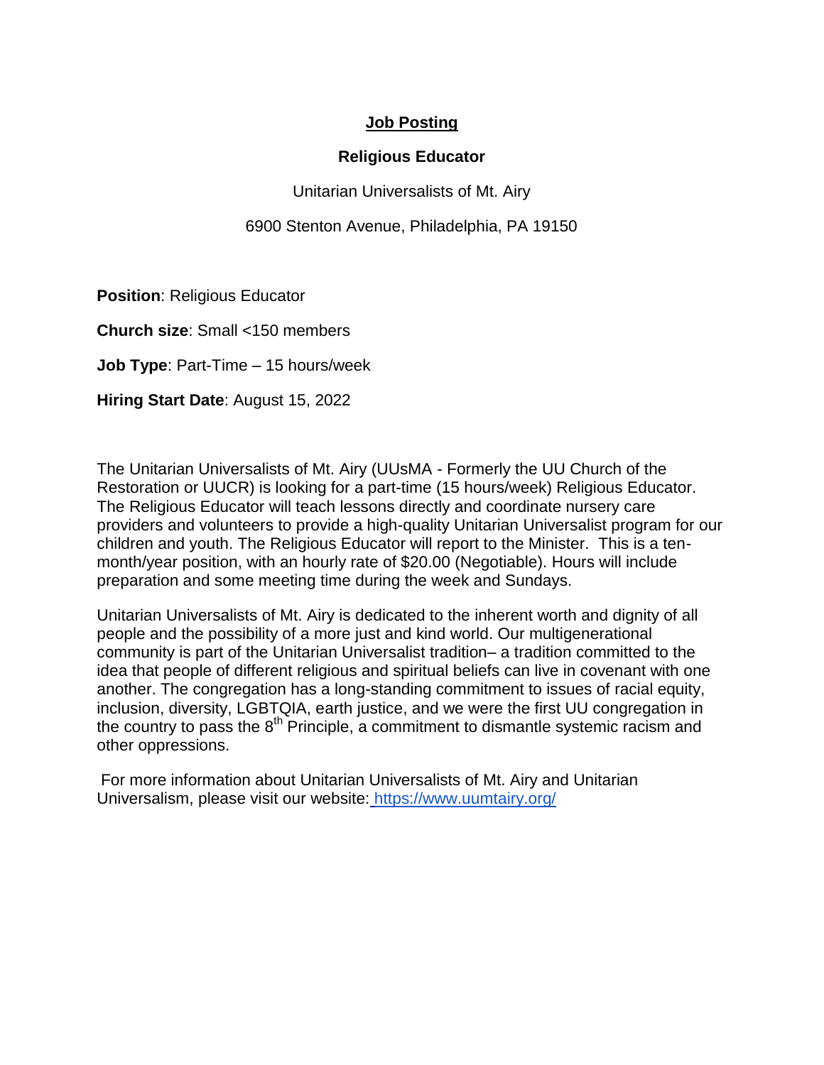# Job Posting

## Religious Educator

Unitarian Universalists of Mt. Airy

6900 Stenton Avenue, Philadelphia, PA 19150

**Position**: Religious Educator

**Church size**: Small <150 members

**Job Type**: Part-Time – 15 hours/week

**Hiring Start Date**: August 15, 2022

The Unitarian Universalists of Mt. Airy (UUsMA - Formerly the UU Church of the Restoration or UUCR) is looking for a part-time (15 hours/week) Religious Educator. The Religious Educator will teach lessons directly and coordinate nursery care providers and volunteers to provide a high-quality Unitarian Universalist program for our children and youth. The Religious Educator will report to the Minister. This is a ten-month/year position, with an hourly rate of $20.00 (Negotiable). Hours will include preparation and some meeting time during the week and Sundays.

Unitarian Universalists of Mt. Airy is dedicated to the inherent worth and dignity of all people and the possibility of a more just and kind world. Our multigenerational community is part of the Unitarian Universalist tradition– a tradition committed to the idea that people of different religious and spiritual beliefs can live in covenant with one another. The congregation has a long-standing commitment to issues of racial equity, inclusion, diversity, LGBTQIA, earth justice, and we were the first UU congregation in the country to pass the 8th Principle, a commitment to dismantle systemic racism and other oppressions.

For more information about Unitarian Universalists of Mt. Airy and Unitarian Universalism, please visit our website: https://www.uumtairy.org/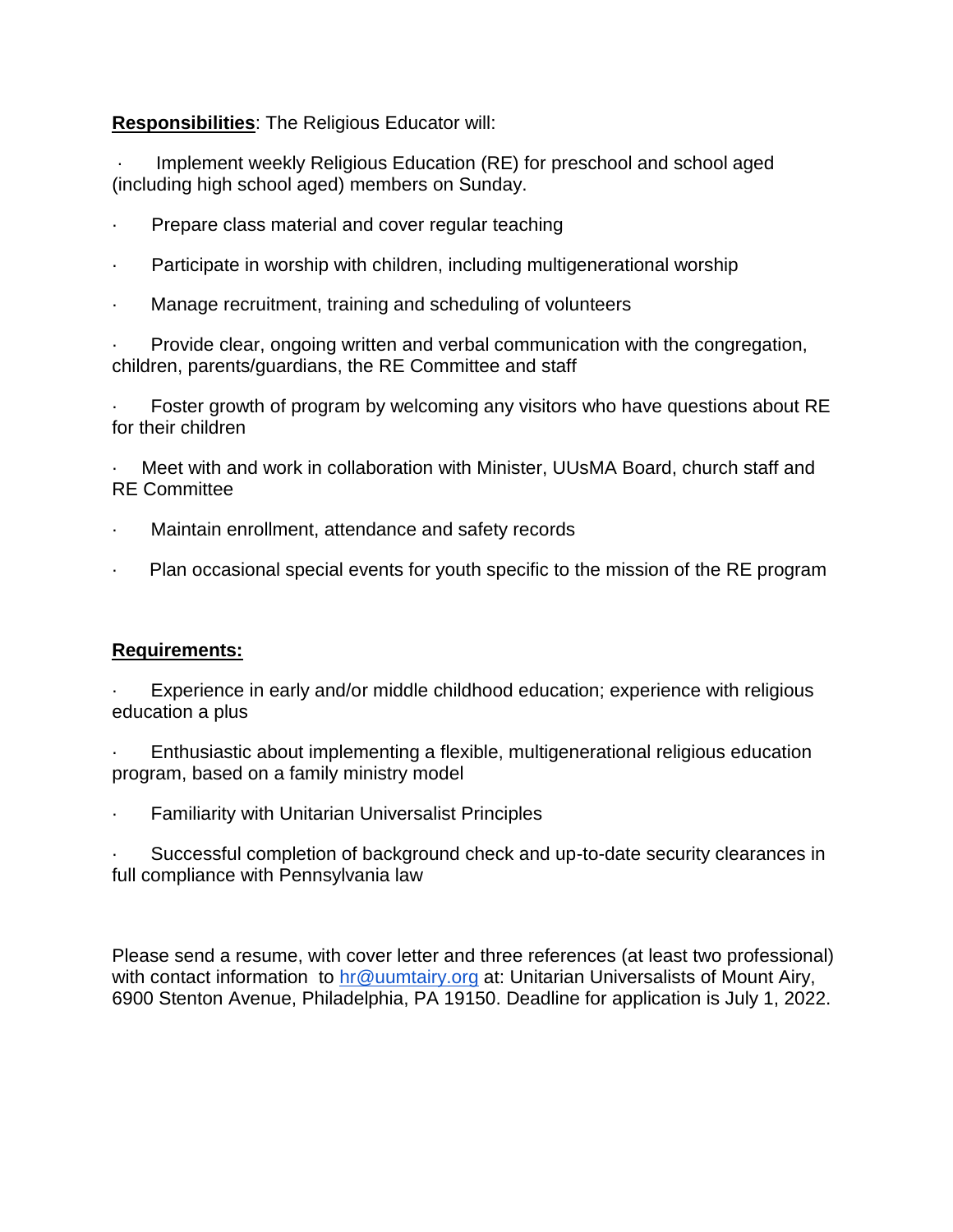**Responsibilities**: The Religious Educator will:

- Implement weekly Religious Education (RE) for preschool and school aged (including high school aged) members on Sunday.
- Prepare class material and cover regular teaching
- Participate in worship with children, including multigenerational worship
- Manage recruitment, training and scheduling of volunteers
- Provide clear, ongoing written and verbal communication with the congregation, children, parents/guardians, the RE Committee and staff
- Foster growth of program by welcoming any visitors who have questions about RE for their children
- Meet with and work in collaboration with Minister, UUsMA Board, church staff and RE Committee
- Maintain enrollment, attendance and safety records
- Plan occasional special events for youth specific to the mission of the RE program

**Requirements:**

- Experience in early and/or middle childhood education; experience with religious education a plus
- Enthusiastic about implementing a flexible, multigenerational religious education program, based on a family ministry model
- Familiarity with Unitarian Universalist Principles
- Successful completion of background check and up-to-date security clearances in full compliance with Pennsylvania law

Please send a resume, with cover letter and three references (at least two professional) with contact information to hr@uumtairy.org at: Unitarian Universalists of Mount Airy, 6900 Stenton Avenue, Philadelphia, PA 19150. Deadline for application is July 1, 2022.